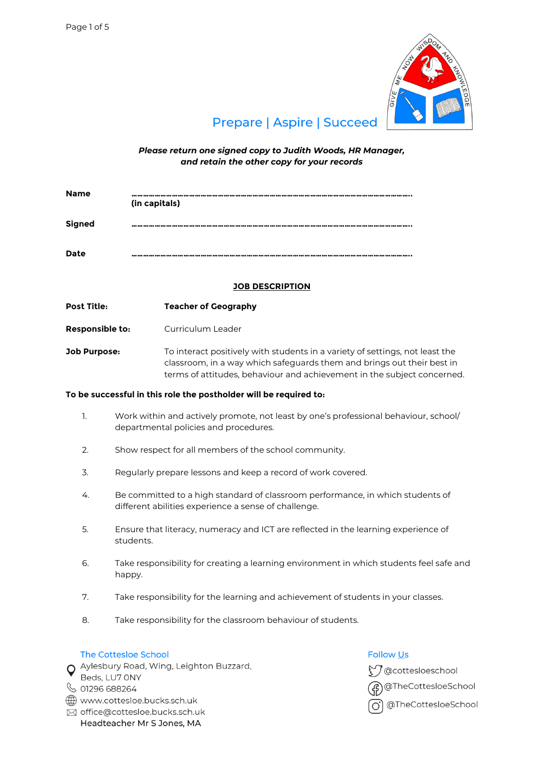Prepare | Aspire | Succeed

***Please return one signed copy to Judith Woods, HR Manager, and retain the other copy for your records***

**Name** ……………………………………………………………………………………………………………………………
**(in capitals)**

**Signed** ……………………………………………………………………………………………………………………………

**Date** ……………………………………………………………………………………………………………………………

## JOB DESCRIPTION

**Post Title:** **Teacher of Geography**

**Responsible to:** Curriculum Leader

**Job Purpose:** To interact positively with students in a variety of settings, not least the classroom, in a way which safeguards them and brings out their best in terms of attitudes, behaviour and achievement in the subject concerned.

**To be successful in this role the postholder will be required to:**

1. Work within and actively promote, not least by one's professional behaviour, school/ departmental policies and procedures.
2. Show respect for all members of the school community.
3. Regularly prepare lessons and keep a record of work covered.
4. Be committed to a high standard of classroom performance, in which students of different abilities experience a sense of challenge.
5. Ensure that literacy, numeracy and ICT are reflected in the learning experience of students.
6. Take responsibility for creating a learning environment in which students feel safe and happy.
7. Take responsibility for the learning and achievement of students in your classes.
8. Take responsibility for the classroom behaviour of students.

The Cottesloe School
Aylesbury Road, Wing, Leighton Buzzard, Beds, LU7 0NY
01296 688264
www.cottesloe.bucks.sch.uk
office@cottesloe.bucks.sch.uk
Headteacher Mr S Jones, MA

Follow Us
@cottesloeschool
@TheCottesloeSchool
@TheCottesloeSchool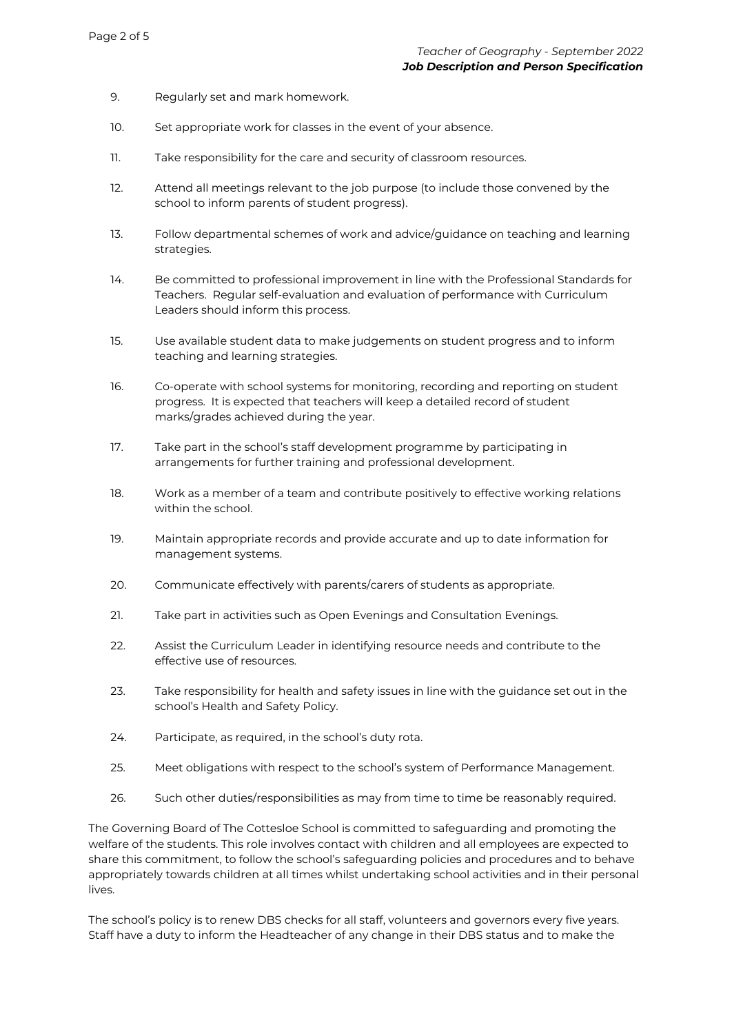9. Regularly set and mark homework.
10. Set appropriate work for classes in the event of your absence.
11. Take responsibility for the care and security of classroom resources.
12. Attend all meetings relevant to the job purpose (to include those convened by the school to inform parents of student progress).
13. Follow departmental schemes of work and advice/guidance on teaching and learning strategies.
14. Be committed to professional improvement in line with the Professional Standards for Teachers. Regular self-evaluation and evaluation of performance with Curriculum Leaders should inform this process.
15. Use available student data to make judgements on student progress and to inform teaching and learning strategies.
16. Co-operate with school systems for monitoring, recording and reporting on student progress. It is expected that teachers will keep a detailed record of student marks/grades achieved during the year.
17. Take part in the school's staff development programme by participating in arrangements for further training and professional development.
18. Work as a member of a team and contribute positively to effective working relations within the school.
19. Maintain appropriate records and provide accurate and up to date information for management systems.
20. Communicate effectively with parents/carers of students as appropriate.
21. Take part in activities such as Open Evenings and Consultation Evenings.
22. Assist the Curriculum Leader in identifying resource needs and contribute to the effective use of resources.
23. Take responsibility for health and safety issues in line with the guidance set out in the school's Health and Safety Policy.
24. Participate, as required, in the school's duty rota.
25. Meet obligations with respect to the school's system of Performance Management.
26. Such other duties/responsibilities as may from time to time be reasonably required.

The Governing Board of The Cottesloe School is committed to safeguarding and promoting the welfare of the students. This role involves contact with children and all employees are expected to share this commitment, to follow the school's safeguarding policies and procedures and to behave appropriately towards children at all times whilst undertaking school activities and in their personal lives.

The school's policy is to renew DBS checks for all staff, volunteers and governors every five years. Staff have a duty to inform the Headteacher of any change in their DBS status and to make the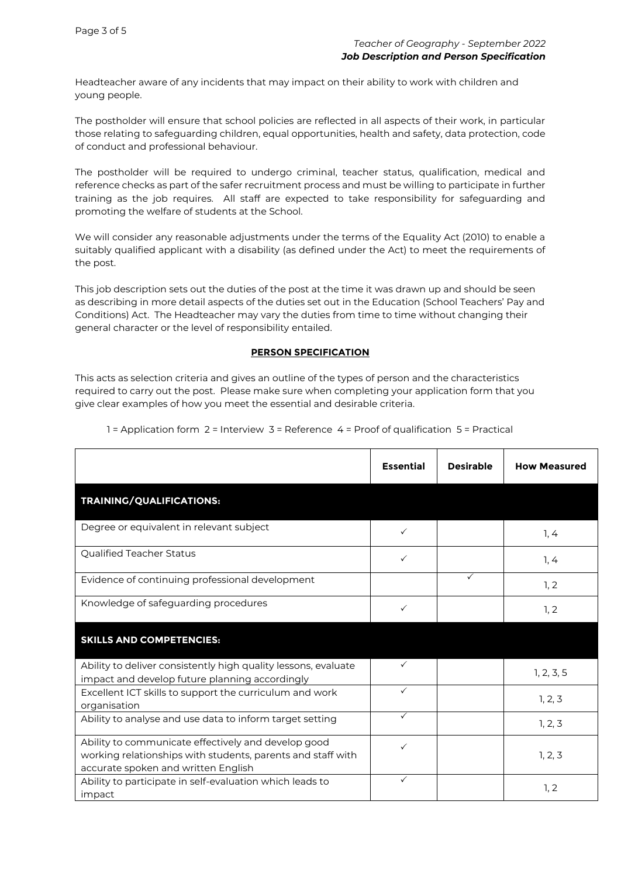Headteacher aware of any incidents that may impact on their ability to work with children and young people.

The postholder will ensure that school policies are reflected in all aspects of their work, in particular those relating to safeguarding children, equal opportunities, health and safety, data protection, code of conduct and professional behaviour.

The postholder will be required to undergo criminal, teacher status, qualification, medical and reference checks as part of the safer recruitment process and must be willing to participate in further training as the job requires. All staff are expected to take responsibility for safeguarding and promoting the welfare of students at the School.

We will consider any reasonable adjustments under the terms of the Equality Act (2010) to enable a suitably qualified applicant with a disability (as defined under the Act) to meet the requirements of the post.

This job description sets out the duties of the post at the time it was drawn up and should be seen as describing in more detail aspects of the duties set out in the Education (School Teachers' Pay and Conditions) Act. The Headteacher may vary the duties from time to time without changing their general character or the level of responsibility entailed.

## PERSON SPECIFICATION

This acts as selection criteria and gives an outline of the types of person and the characteristics required to carry out the post. Please make sure when completing your application form that you give clear examples of how you meet the essential and desirable criteria.

1 = Application form 2 = Interview 3 = Reference 4 = Proof of qualification 5 = Practical

| | Essential | Desirable | How Measured |
|---|---|---|---|
| **TRAINING/QUALIFICATIONS:** | | | |
| Degree or equivalent in relevant subject | ✓ | | 1, 4 |
| Qualified Teacher Status | ✓ | | 1, 4 |
| Evidence of continuing professional development | | ✓ | 1, 2 |
| Knowledge of safeguarding procedures | ✓ | | 1, 2 |
| **SKILLS AND COMPETENCIES:** | | | |
| Ability to deliver consistently high quality lessons, evaluate impact and develop future planning accordingly | ✓ | | 1, 2, 3, 5 |
| Excellent ICT skills to support the curriculum and work organisation | ✓ | | 1, 2, 3 |
| Ability to analyse and use data to inform target setting | ✓ | | 1, 2, 3 |
| Ability to communicate effectively and develop good working relationships with students, parents and staff with accurate spoken and written English | ✓ | | 1, 2, 3 |
| Ability to participate in self-evaluation which leads to impact | ✓ | | 1, 2 |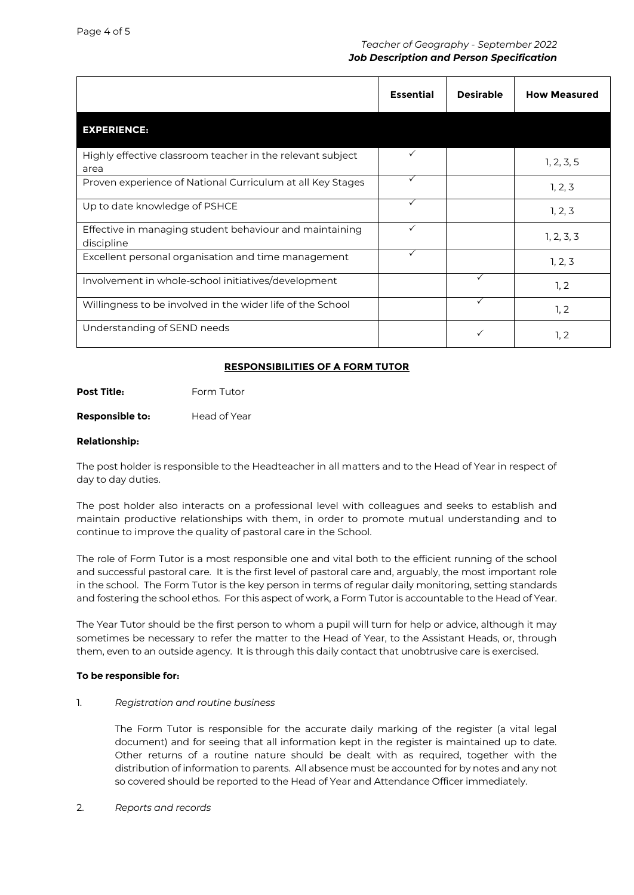| | Essential | Desirable | How Measured |
|---|---|---|---|
| **EXPERIENCE:** | | | |
| Highly effective classroom teacher in the relevant subject area | ✓ | | 1, 2, 3, 5 |
| Proven experience of National Curriculum at all Key Stages | ✓ | | 1, 2, 3 |
| Up to date knowledge of PSHCE | ✓ | | 1, 2, 3 |
| Effective in managing student behaviour and maintaining discipline | ✓ | | 1, 2, 3, 3 |
| Excellent personal organisation and time management | ✓ | | 1, 2, 3 |
| Involvement in whole-school initiatives/development | | ✓ | 1, 2 |
| Willingness to be involved in the wider life of the School | | ✓ | 1, 2 |
| Understanding of SEND needs | | ✓ | 1, 2 |

## RESPONSIBILITIES OF A FORM TUTOR

**Post Title:** Form Tutor

**Responsible to:** Head of Year

**Relationship:**

The post holder is responsible to the Headteacher in all matters and to the Head of Year in respect of day to day duties.

The post holder also interacts on a professional level with colleagues and seeks to establish and maintain productive relationships with them, in order to promote mutual understanding and to continue to improve the quality of pastoral care in the School.

The role of Form Tutor is a most responsible one and vital both to the efficient running of the school and successful pastoral care. It is the first level of pastoral care and, arguably, the most important role in the school. The Form Tutor is the key person in terms of regular daily monitoring, setting standards and fostering the school ethos. For this aspect of work, a Form Tutor is accountable to the Head of Year.

The Year Tutor should be the first person to whom a pupil will turn for help or advice, although it may sometimes be necessary to refer the matter to the Head of Year, to the Assistant Heads, or, through them, even to an outside agency. It is through this daily contact that unobtrusive care is exercised.

**To be responsible for:**

1. *Registration and routine business*

   The Form Tutor is responsible for the accurate daily marking of the register (a vital legal document) and for seeing that all information kept in the register is maintained up to date. Other returns of a routine nature should be dealt with as required, together with the distribution of information to parents. All absence must be accounted for by notes and any not so covered should be reported to the Head of Year and Attendance Officer immediately.

2. *Reports and records*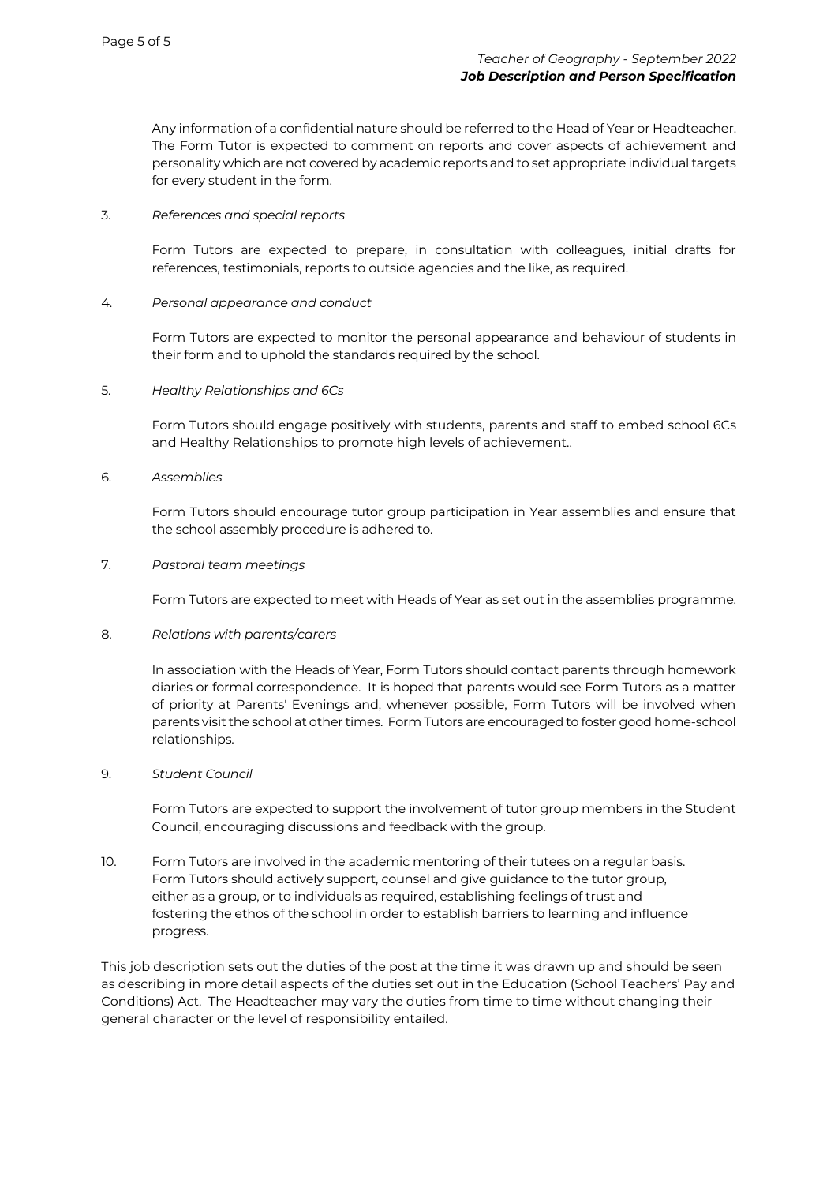Any information of a confidential nature should be referred to the Head of Year or Headteacher. The Form Tutor is expected to comment on reports and cover aspects of achievement and personality which are not covered by academic reports and to set appropriate individual targets for every student in the form.

3. *References and special reports*

   Form Tutors are expected to prepare, in consultation with colleagues, initial drafts for references, testimonials, reports to outside agencies and the like, as required.

4. *Personal appearance and conduct*

   Form Tutors are expected to monitor the personal appearance and behaviour of students in their form and to uphold the standards required by the school.

5. *Healthy Relationships and 6Cs*

   Form Tutors should engage positively with students, parents and staff to embed school 6Cs and Healthy Relationships to promote high levels of achievement..

6. *Assemblies*

   Form Tutors should encourage tutor group participation in Year assemblies and ensure that the school assembly procedure is adhered to.

7. *Pastoral team meetings*

   Form Tutors are expected to meet with Heads of Year as set out in the assemblies programme.

8. *Relations with parents/carers*

   In association with the Heads of Year, Form Tutors should contact parents through homework diaries or formal correspondence. It is hoped that parents would see Form Tutors as a matter of priority at Parents' Evenings and, whenever possible, Form Tutors will be involved when parents visit the school at other times. Form Tutors are encouraged to foster good home-school relationships.

9. *Student Council*

   Form Tutors are expected to support the involvement of tutor group members in the Student Council, encouraging discussions and feedback with the group.

10. Form Tutors are involved in the academic mentoring of their tutees on a regular basis. Form Tutors should actively support, counsel and give guidance to the tutor group, either as a group, or to individuals as required, establishing feelings of trust and fostering the ethos of the school in order to establish barriers to learning and influence progress.

This job description sets out the duties of the post at the time it was drawn up and should be seen as describing in more detail aspects of the duties set out in the Education (School Teachers' Pay and Conditions) Act. The Headteacher may vary the duties from time to time without changing their general character or the level of responsibility entailed.